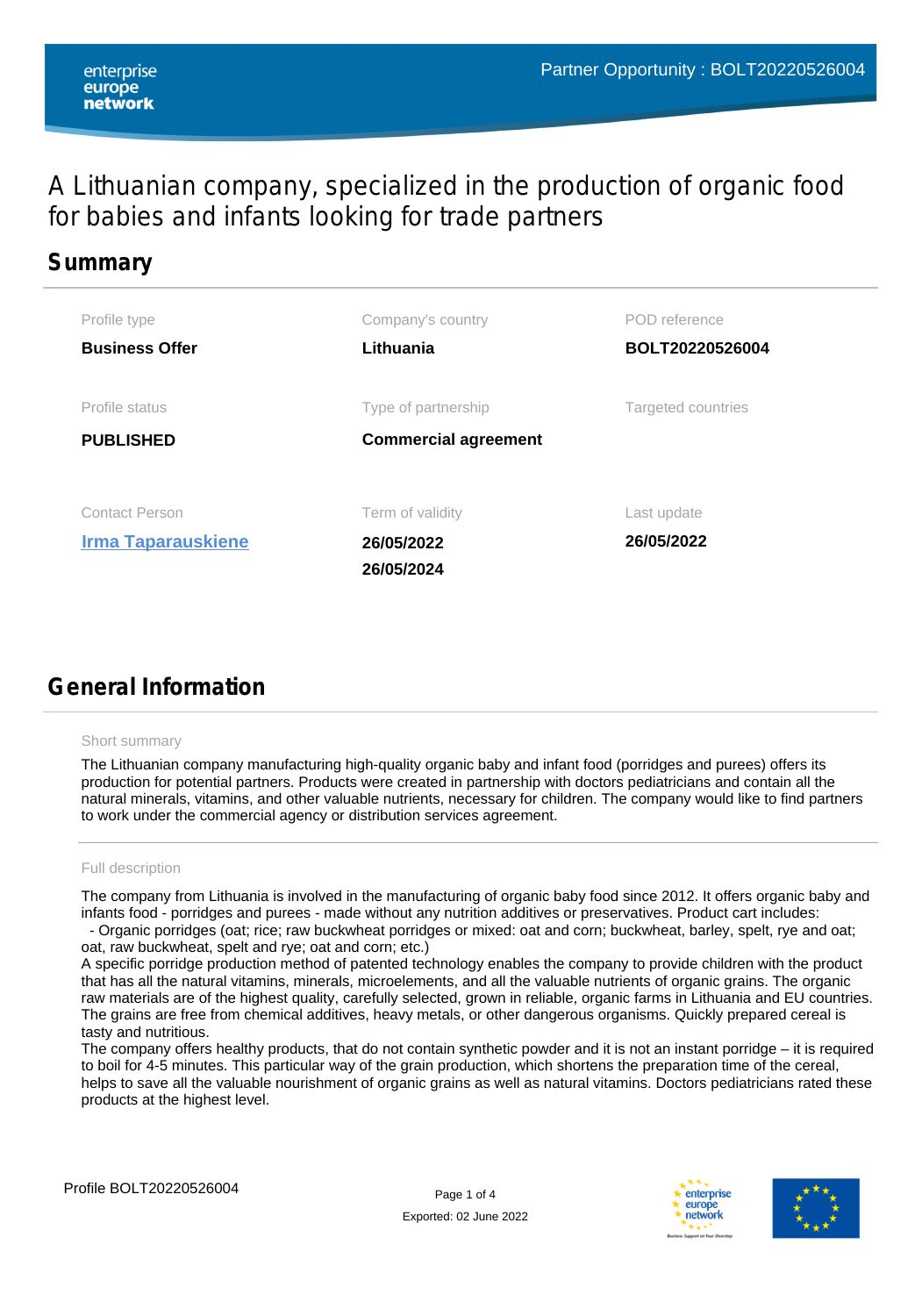# A Lithuanian company, specialized in the production of organic food for babies and infants looking for trade partners

## Summary

| Profile type | Company's country | POD reference |
| --- | --- | --- |
| **Business Offer** | **Lithuania** | **BOLT20220526004** |
| Profile status | Type of partnership | Targeted countries |
| **PUBLISHED** | **Commercial agreement** | |
| Contact Person | Term of validity | Last update |
| **Irma Taparauskiene** | **26/05/2022**<br>**26/05/2024** | **26/05/2022** |

## General Information

Short summary

The Lithuanian company manufacturing high-quality organic baby and infant food (porridges and purees) offers its production for potential partners. Products were created in partnership with doctors pediatricians and contain all the natural minerals, vitamins, and other valuable nutrients, necessary for children. The company would like to find partners to work under the commercial agency or distribution services agreement.

Full description

The company from Lithuania is involved in the manufacturing of organic baby food since 2012. It offers organic baby and infants food - porridges and purees - made without any nutrition additives or preservatives. Product cart includes:
- Organic porridges (oat; rice; raw buckwheat porridges or mixed: oat and corn; buckwheat, barley, spelt, rye and oat; oat, raw buckwheat, spelt and rye; oat and corn; etc.)

A specific porridge production method of patented technology enables the company to provide children with the product that has all the natural vitamins, minerals, microelements, and all the valuable nutrients of organic grains. The organic raw materials are of the highest quality, carefully selected, grown in reliable, organic farms in Lithuania and EU countries. The grains are free from chemical additives, heavy metals, or other dangerous organisms. Quickly prepared cereal is tasty and nutritious.
The company offers healthy products, that do not contain synthetic powder and it is not an instant porridge – it is required to boil for 4-5 minutes. This particular way of the grain production, which shortens the preparation time of the cereal, helps to save all the valuable nourishment of organic grains as well as natural vitamins. Doctors pediatricians rated these products at the highest level.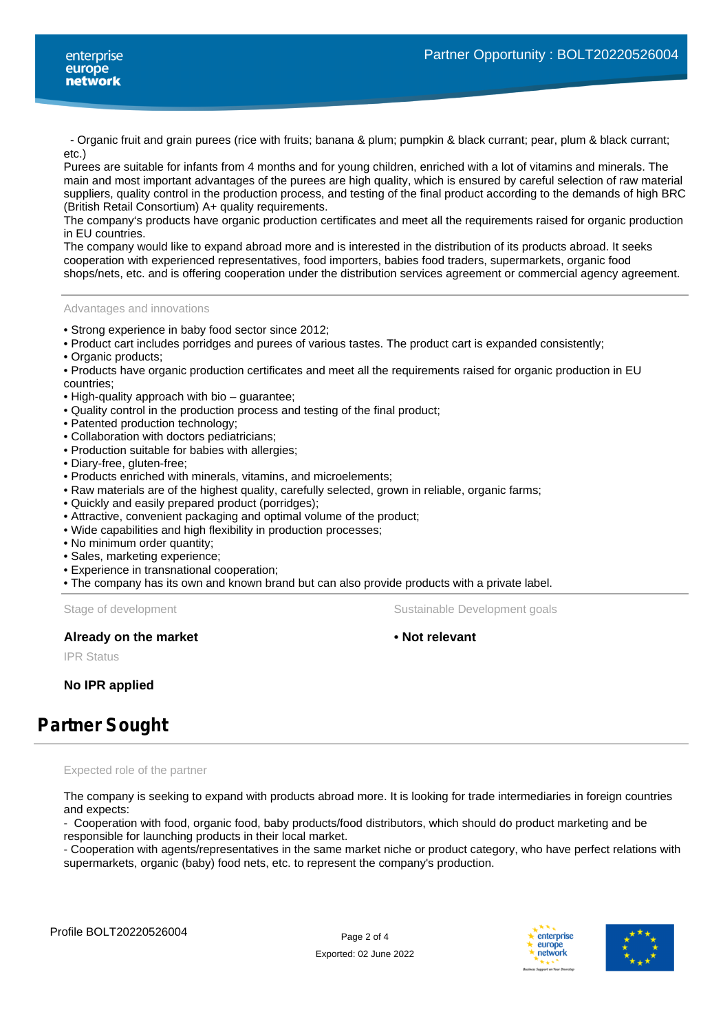- Organic fruit and grain purees (rice with fruits; banana & plum; pumpkin & black currant; pear, plum & black currant; etc.)
Purees are suitable for infants from 4 months and for young children, enriched with a lot of vitamins and minerals. The main and most important advantages of the purees are high quality, which is ensured by careful selection of raw material suppliers, quality control in the production process, and testing of the final product according to the demands of high BRC (British Retail Consortium) A+ quality requirements.
The company's products have organic production certificates and meet all the requirements raised for organic production in EU countries.
The company would like to expand abroad more and is interested in the distribution of its products abroad. It seeks cooperation with experienced representatives, food importers, babies food traders, supermarkets, organic food shops/nets, etc. and is offering cooperation under the distribution services agreement or commercial agency agreement.

Advantages and innovations

- Strong experience in baby food sector since 2012;
- Product cart includes porridges and purees of various tastes. The product cart is expanded consistently;
- Organic products;
- Products have organic production certificates and meet all the requirements raised for organic production in EU countries;
- High-quality approach with bio – guarantee;
- Quality control in the production process and testing of the final product;
- Patented production technology;
- Collaboration with doctors pediatricians;
- Production suitable for babies with allergies;
- Diary-free, gluten-free;
- Products enriched with minerals, vitamins, and microelements;
- Raw materials are of the highest quality, carefully selected, grown in reliable, organic farms;
- Quickly and easily prepared product (porridges);
- Attractive, convenient packaging and optimal volume of the product;
- Wide capabilities and high flexibility in production processes;
- No minimum order quantity;
- Sales, marketing experience;
- Experience in transnational cooperation;
- The company has its own and known brand but can also provide products with a private label.

Stage of development

**Already on the market**

Sustainable Development goals

**• Not relevant**

IPR Status

**No IPR applied**

# Partner Sought

Expected role of the partner

The company is seeking to expand with products abroad more. It is looking for trade intermediaries in foreign countries and expects:
- Cooperation with food, organic food, baby products/food distributors, which should do product marketing and be responsible for launching products in their local market.
- Cooperation with agents/representatives in the same market niche or product category, who have perfect relations with supermarkets, organic (baby) food nets, etc. to represent the company's production.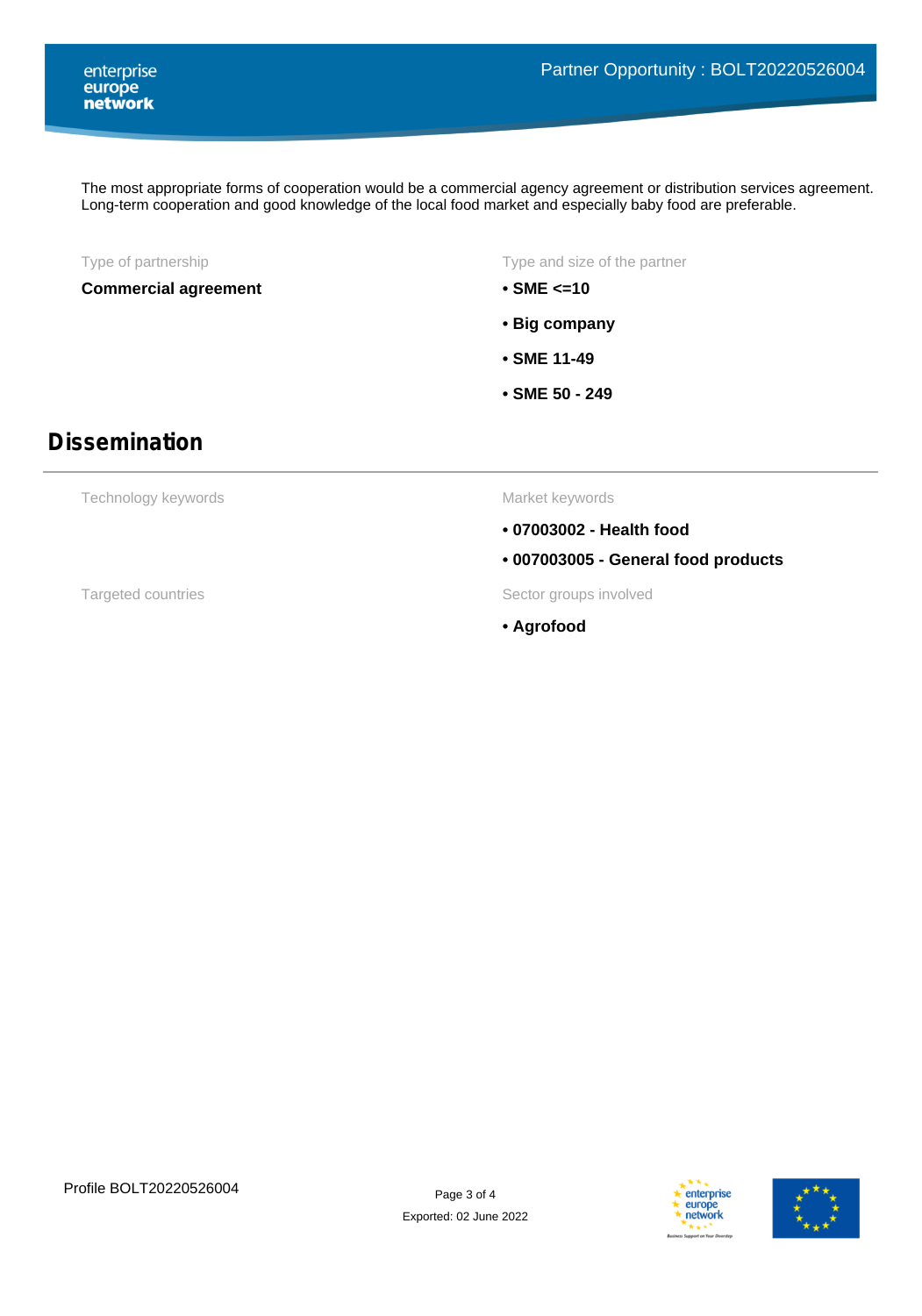The most appropriate forms of cooperation would be a commercial agency agreement or distribution services agreement. Long-term cooperation and good knowledge of the local food market and especially baby food are preferable.

Type of partnership

**Commercial agreement**

Type and size of the partner

- **SME <=10**
- **Big company**
- **SME 11-49**
- **SME 50 - 249**

## Dissemination

Technology keywords

Market keywords

- **07003002 - Health food**
- **007003005 - General food products**

Targeted countries

Sector groups involved

- **Agrofood**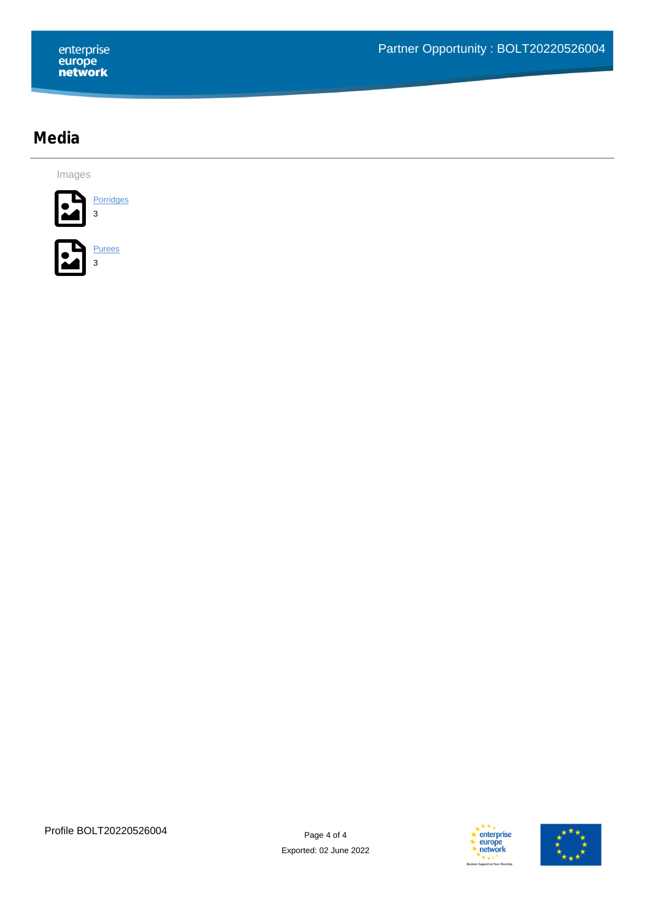## Media

Images

Porridges
3

Purees
3